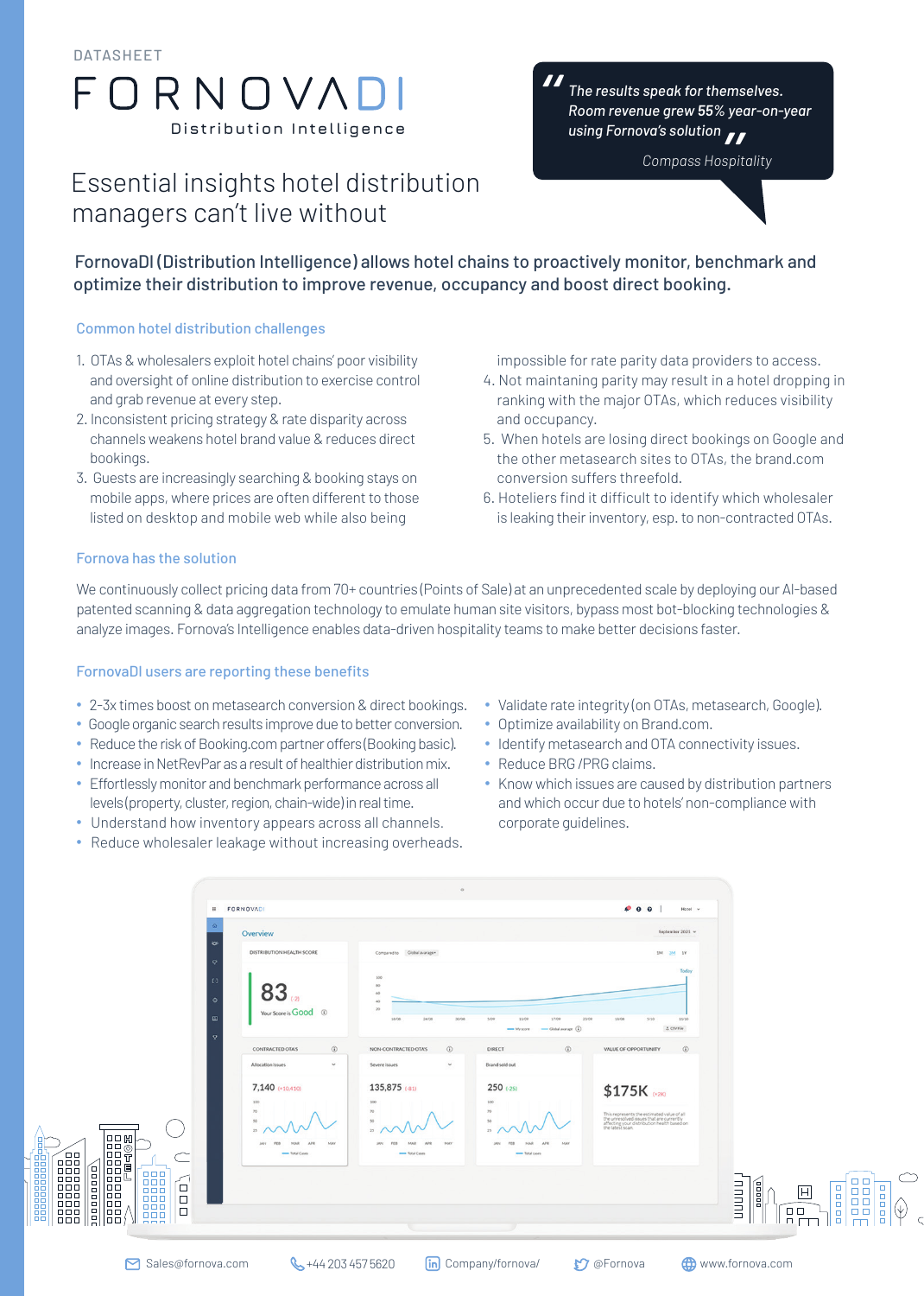DATASHEET

# FORNOVADI

Distribution Intelligence

## Essential insights hotel distribution managers can't live without

> *"The results speak for themselves. Room revenue grew 55% year-on-year using Fornova's solution"*
>
> *Compass Hospitality*

**FornovaDI (Distribution Intelligence) allows hotel chains to proactively monitor, benchmark and optimize their distribution to improve revenue, occupancy and boost direct booking.**

### Common hotel distribution challenges

1. OTAs & wholesalers exploit hotel chains' poor visibility and oversight of online distribution to exercise control and grab revenue at every step.
2. Inconsistent pricing strategy & rate disparity across channels weakens hotel brand value & reduces direct bookings.
3. Guests are increasingly searching & booking stays on mobile apps, where prices are often different to those listed on desktop and mobile web while also being impossible for rate parity data providers to access.
4. Not maintaning parity may result in a hotel dropping in ranking with the major OTAs, which reduces visibility and occupancy.
5. When hotels are losing direct bookings on Google and the other metasearch sites to OTAs, the brand.com conversion suffers threefold.
6. Hoteliers find it difficult to identify which wholesaler is leaking their inventory, esp. to non-contracted OTAs.

### Fornova has the solution

We continuously collect pricing data from 70+ countries (Points of Sale) at an unprecedented scale by deploying our AI-based patented scanning & data aggregation technology to emulate human site visitors, bypass most bot-blocking technologies & analyze images. Fornova's Intelligence enables data-driven hospitality teams to make better decisions faster.

### FornovaDI users are reporting these benefits

- 2-3x times boost on metasearch conversion & direct bookings.
- Google organic search results improve due to better conversion.
- Reduce the risk of Booking.com partner offers (Booking basic).
- Increase in NetRevPar as a result of healthier distribution mix.
- Effortlessly monitor and benchmark performance across all levels (property, cluster, region, chain-wide) in real time.
- Understand how inventory appears across all channels.
- Reduce wholesaler leakage without increasing overheads.
- Validate rate integrity (on OTAs, metasearch, Google).
- Optimize availability on Brand.com.
- Identify metasearch and OTA connectivity issues.
- Reduce BRG /PRG claims.
- Know which issues are caused by distribution partners and which occur due to hotels' non-compliance with corporate guidelines.

Sales@fornova.com | +44 203 457 5620 | Company/fornova/ | @Fornova | www.fornova.com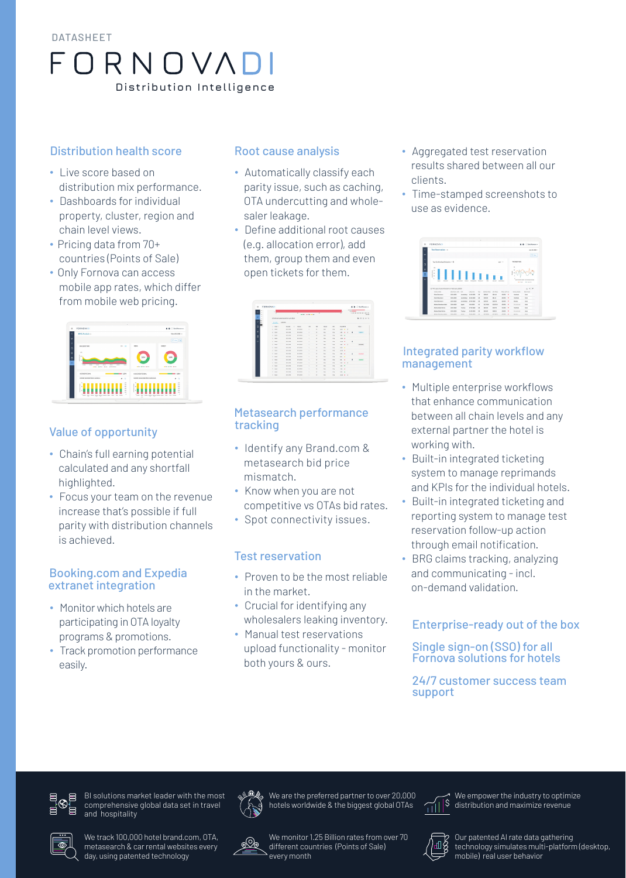DATASHEET

# FORNOVADI

Distribution Intelligence

## Distribution health score

- Live score based on distribution mix performance.
- Dashboards for individual property, cluster, region and chain level views.
- Pricing data from 70+ countries (Points of Sale)
- Only Fornova can access mobile app rates, which differ from mobile web pricing.

## Value of opportunity

- Chain's full earning potential calculated and any shortfall highlighted.
- Focus your team on the revenue increase that's possible if full parity with distribution channels is achieved.

## Booking.com and Expedia extranet integration

- Monitor which hotels are participating in OTA loyalty programs & promotions.
- Track promotion performance easily.

## Root cause analysis

- Automatically classify each parity issue, such as caching, OTA undercutting and wholesaler leakage.
- Define additional root causes (e.g. allocation error), add them, group them and even open tickets for them.

## Metasearch performance tracking

- Identify any Brand.com & metasearch bid price mismatch.
- Know when you are not competitive vs OTAs bid rates.
- Spot connectivity issues.

## Test reservation

- Proven to be the most reliable in the market.
- Crucial for identifying any wholesalers leaking inventory.
- Manual test reservations upload functionality - monitor both yours & ours.
- Aggregated test reservation results shared between all our clients.
- Time-stamped screenshots to use as evidence.

## Integrated parity workflow management

- Multiple enterprise workflows that enhance communication between all chain levels and any external partner the hotel is working with.
- Built-in integrated ticketing system to manage reprimands and KPIs for the individual hotels.
- Built-in integrated ticketing and reporting system to manage test reservation follow-up action through email notification.
- BRG claims tracking, analyzing and communicating - incl. on-demand validation.

## Enterprise-ready out of the box

## Single sign-on (SSO) for all Fornova solutions for hotels

## 24/7 customer success team support

BI solutions market leader with the most comprehensive global data set in travel and hospitality

We are the preferred partner to over 20,000 hotels worldwide & the biggest global OTAs

We empower the industry to optimize distribution and maximize revenue

We track 100,000 hotel brand.com, OTA, metasearch & car rental websites every day, using patented technology

We monitor 1.25 Billion rates from over 70 different countries (Points of Sale) every month

Our patented AI rate data gathering technology simulates multi-platform (desktop, mobile) real user behavior